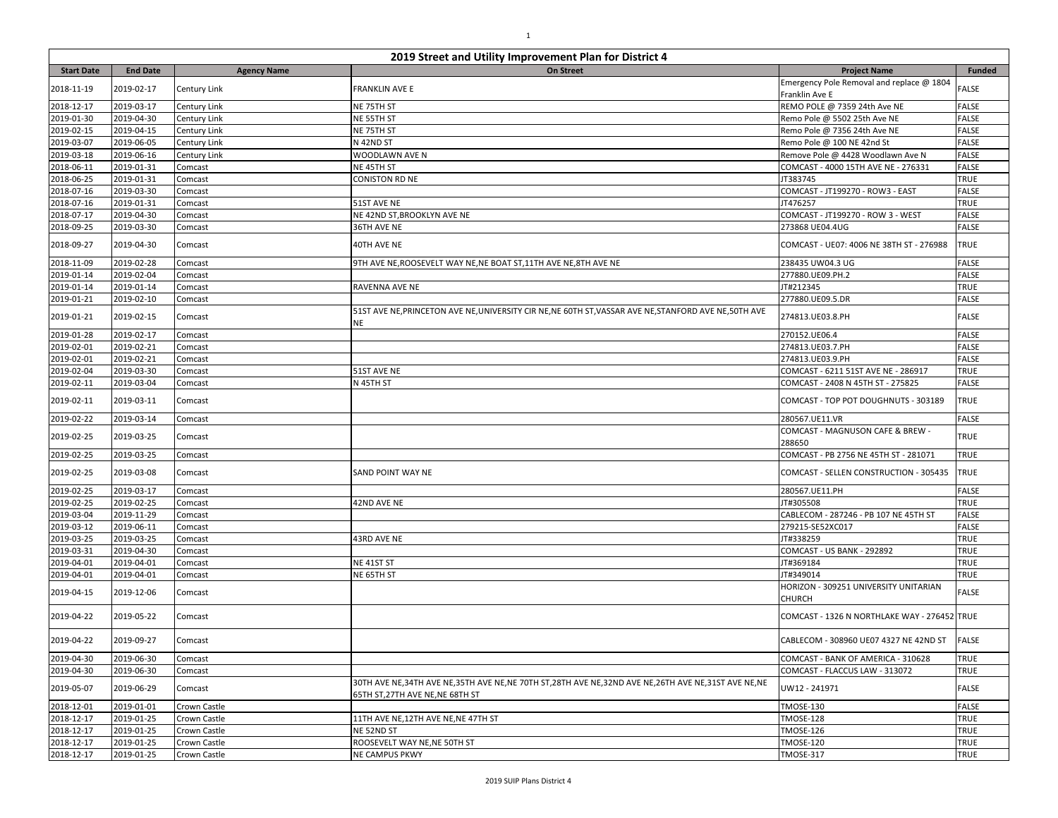## 2019 Street and Utility Improvement Plan for District 4

| Start Date | End Date | Agency Name | On Street | Project Name | Funded |
|---|---|---|---|---|---|
| 2018-11-19 | 2019-02-17 | Century Link | FRANKLIN AVE E | Emergency Pole Removal and replace @ 1804 Franklin Ave E | FALSE |
| 2018-12-17 | 2019-03-17 | Century Link | NE 75TH ST | REMO POLE @ 7359 24th Ave NE | FALSE |
| 2019-01-30 | 2019-04-30 | Century Link | NE 55TH ST | Remo Pole @ 5502 25th Ave NE | FALSE |
| 2019-02-15 | 2019-04-15 | Century Link | NE 75TH ST | Remo Pole @ 7356 24th Ave NE | FALSE |
| 2019-03-07 | 2019-06-05 | Century Link | N 42ND ST | Remo Pole @ 100 NE 42nd St | FALSE |
| 2019-03-18 | 2019-06-16 | Century Link | WOODLAWN AVE N | Remove Pole @ 4428 Woodlawn Ave N | FALSE |
| 2018-06-11 | 2019-01-31 | Comcast | NE 45TH ST | COMCAST - 4000 15TH AVE NE - 276331 | FALSE |
| 2018-06-25 | 2019-01-31 | Comcast | CONISTON RD NE | JT383745 | TRUE |
| 2018-07-16 | 2019-03-30 | Comcast | | COMCAST - JT199270 - ROW3 - EAST | FALSE |
| 2018-07-16 | 2019-01-31 | Comcast | 51ST AVE NE | JT476257 | TRUE |
| 2018-07-17 | 2019-04-30 | Comcast | NE 42ND ST,BROOKLYN AVE NE | COMCAST - JT199270 - ROW 3 - WEST | FALSE |
| 2018-09-25 | 2019-03-30 | Comcast | 36TH AVE NE | 273868 UE04.4UG | FALSE |
| 2018-09-27 | 2019-04-30 | Comcast | 40TH AVE NE | COMCAST - UE07: 4006 NE 38TH ST - 276988 | TRUE |
| 2018-11-09 | 2019-02-28 | Comcast | 9TH AVE NE,ROOSEVELT WAY NE,NE BOAT ST,11TH AVE NE,8TH AVE NE | 238435 UW04.3 UG | FALSE |
| 2019-01-14 | 2019-02-04 | Comcast | | 277880.UE09.PH.2 | FALSE |
| 2019-01-14 | 2019-01-14 | Comcast | RAVENNA AVE NE | JT#212345 | TRUE |
| 2019-01-21 | 2019-02-10 | Comcast | | 277880.UE09.5.DR | FALSE |
| 2019-01-21 | 2019-02-15 | Comcast | 51ST AVE NE,PRINCETON AVE NE,UNIVERSITY CIR NE,NE 60TH ST,VASSAR AVE NE,STANFORD AVE NE,50TH AVE NE | 274813.UE03.8.PH | FALSE |
| 2019-01-28 | 2019-02-17 | Comcast | | 270152.UE06.4 | FALSE |
| 2019-02-01 | 2019-02-21 | Comcast | | 274813.UE03.7.PH | FALSE |
| 2019-02-01 | 2019-02-21 | Comcast | | 274813.UE03.9.PH | FALSE |
| 2019-02-04 | 2019-03-30 | Comcast | 51ST AVE NE | COMCAST - 6211 51ST AVE NE - 286917 | TRUE |
| 2019-02-11 | 2019-03-04 | Comcast | N 45TH ST | COMCAST - 2408 N 45TH ST - 275825 | FALSE |
| 2019-02-11 | 2019-03-11 | Comcast | | COMCAST - TOP POT DOUGHNUTS - 303189 | TRUE |
| 2019-02-22 | 2019-03-14 | Comcast | | 280567.UE11.VR | FALSE |
| 2019-02-25 | 2019-03-25 | Comcast | | COMCAST - MAGNUSON CAFE & BREW - 288650 | TRUE |
| 2019-02-25 | 2019-03-25 | Comcast | | COMCAST - PB 2756 NE 45TH ST - 281071 | TRUE |
| 2019-02-25 | 2019-03-08 | Comcast | SAND POINT WAY NE | COMCAST - SELLEN CONSTRUCTION - 305435 | TRUE |
| 2019-02-25 | 2019-03-17 | Comcast | | 280567.UE11.PH | FALSE |
| 2019-02-25 | 2019-02-25 | Comcast | 42ND AVE NE | JT#305508 | TRUE |
| 2019-03-04 | 2019-11-29 | Comcast | | CABLECOM - 287246 - PB 107 NE 45TH ST | FALSE |
| 2019-03-12 | 2019-06-11 | Comcast | | 279215-SE52XC017 | FALSE |
| 2019-03-25 | 2019-03-25 | Comcast | 43RD AVE NE | JT#338259 | TRUE |
| 2019-03-31 | 2019-04-30 | Comcast | | COMCAST - US BANK - 292892 | TRUE |
| 2019-04-01 | 2019-04-01 | Comcast | NE 41ST ST | JT#369184 | TRUE |
| 2019-04-01 | 2019-04-01 | Comcast | NE 65TH ST | JT#349014 | TRUE |
| 2019-04-15 | 2019-12-06 | Comcast | | HORIZON - 309251 UNIVERSITY UNITARIAN CHURCH | FALSE |
| 2019-04-22 | 2019-05-22 | Comcast | | COMCAST - 1326 N NORTHLAKE WAY - 276452 | TRUE |
| 2019-04-22 | 2019-09-27 | Comcast | | CABLECOM - 308960 UE07 4327 NE 42ND ST | FALSE |
| 2019-04-30 | 2019-06-30 | Comcast | | COMCAST - BANK OF AMERICA - 310628 | TRUE |
| 2019-04-30 | 2019-06-30 | Comcast | | COMCAST - FLACCUS LAW - 313072 | TRUE |
| 2019-05-07 | 2019-06-29 | Comcast | 30TH AVE NE,34TH AVE NE,35TH AVE NE,NE 70TH ST,28TH AVE NE,32ND AVE NE,26TH AVE NE,31ST AVE NE,NE 65TH ST,27TH AVE NE,NE 68TH ST | UW12 - 241971 | FALSE |
| 2018-12-01 | 2019-01-01 | Crown Castle | | TMOSE-130 | FALSE |
| 2018-12-17 | 2019-01-25 | Crown Castle | 11TH AVE NE,12TH AVE NE,NE 47TH ST | TMOSE-128 | TRUE |
| 2018-12-17 | 2019-01-25 | Crown Castle | NE 52ND ST | TMOSE-126 | TRUE |
| 2018-12-17 | 2019-01-25 | Crown Castle | ROOSEVELT WAY NE,NE 50TH ST | TMOSE-120 | TRUE |
| 2018-12-17 | 2019-01-25 | Crown Castle | NE CAMPUS PKWY | TMOSE-317 | TRUE |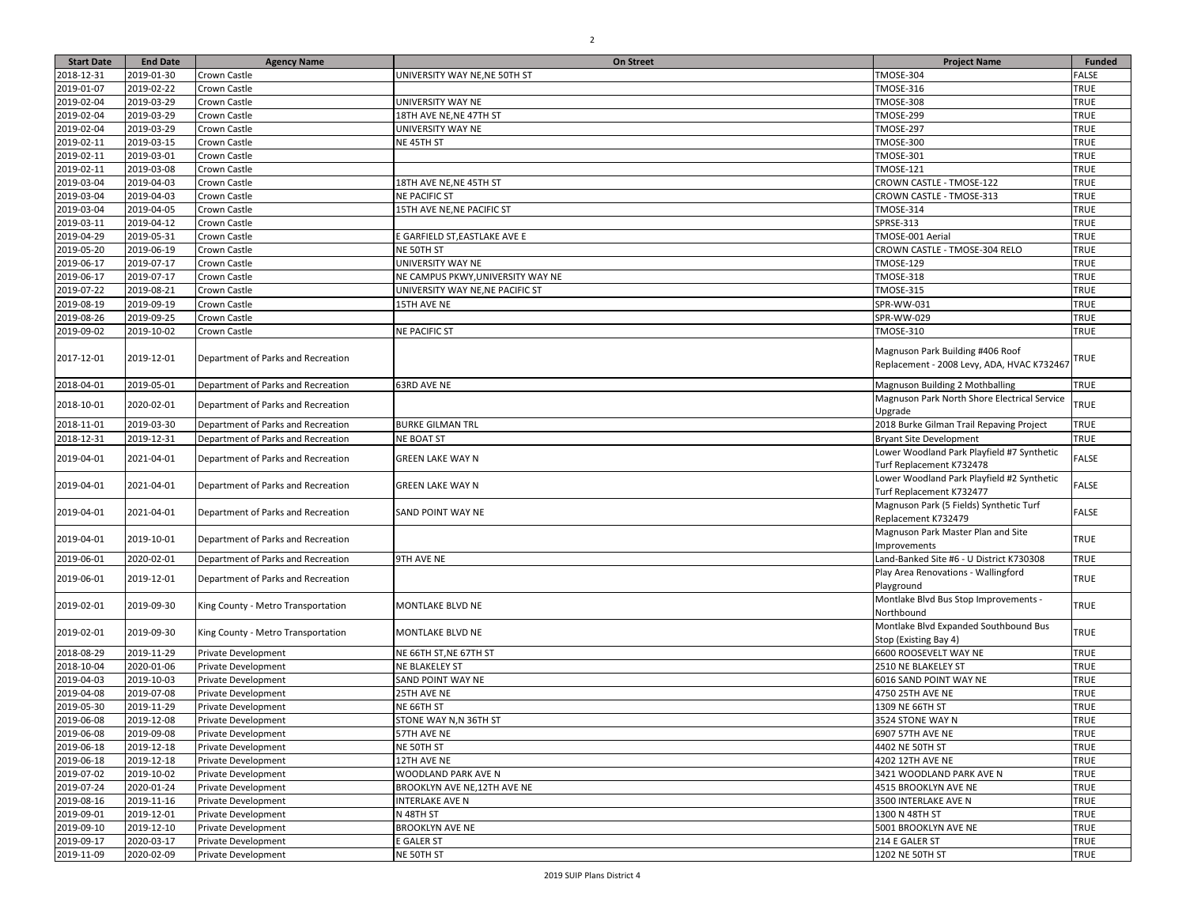| Start Date | End Date | Agency Name | On Street | Project Name | Funded |
|---|---|---|---|---|---|
| 2018-12-31 | 2019-01-30 | Crown Castle | UNIVERSITY WAY NE,NE 50TH ST | TMOSE-304 | FALSE |
| 2019-01-07 | 2019-02-22 | Crown Castle | | TMOSE-316 | TRUE |
| 2019-02-04 | 2019-03-29 | Crown Castle | UNIVERSITY WAY NE | TMOSE-308 | TRUE |
| 2019-02-04 | 2019-03-29 | Crown Castle | 18TH AVE NE,NE 47TH ST | TMOSE-299 | TRUE |
| 2019-02-04 | 2019-03-29 | Crown Castle | UNIVERSITY WAY NE | TMOSE-297 | TRUE |
| 2019-02-11 | 2019-03-15 | Crown Castle | NE 45TH ST | TMOSE-300 | TRUE |
| 2019-02-11 | 2019-03-01 | Crown Castle | | TMOSE-301 | TRUE |
| 2019-02-11 | 2019-03-08 | Crown Castle | | TMOSE-121 | TRUE |
| 2019-03-04 | 2019-04-03 | Crown Castle | 18TH AVE NE,NE 45TH ST | CROWN CASTLE - TMOSE-122 | TRUE |
| 2019-03-04 | 2019-04-03 | Crown Castle | NE PACIFIC ST | CROWN CASTLE - TMOSE-313 | TRUE |
| 2019-03-04 | 2019-04-05 | Crown Castle | 15TH AVE NE,NE PACIFIC ST | TMOSE-314 | TRUE |
| 2019-03-11 | 2019-04-12 | Crown Castle | | SPRSE-313 | TRUE |
| 2019-04-29 | 2019-05-31 | Crown Castle | E GARFIELD ST,EASTLAKE AVE E | TMOSE-001 Aerial | TRUE |
| 2019-05-20 | 2019-06-19 | Crown Castle | NE 50TH ST | CROWN CASTLE - TMOSE-304 RELO | TRUE |
| 2019-06-17 | 2019-07-17 | Crown Castle | UNIVERSITY WAY NE | TMOSE-129 | TRUE |
| 2019-06-17 | 2019-07-17 | Crown Castle | NE CAMPUS PKWY,UNIVERSITY WAY NE | TMOSE-318 | TRUE |
| 2019-07-22 | 2019-08-21 | Crown Castle | UNIVERSITY WAY NE,NE PACIFIC ST | TMOSE-315 | TRUE |
| 2019-08-19 | 2019-09-19 | Crown Castle | 15TH AVE NE | SPR-WW-031 | TRUE |
| 2019-08-26 | 2019-09-25 | Crown Castle | | SPR-WW-029 | TRUE |
| 2019-09-02 | 2019-10-02 | Crown Castle | NE PACIFIC ST | TMOSE-310 | TRUE |
| 2017-12-01 | 2019-12-01 | Department of Parks and Recreation | | Magnuson Park Building #406 Roof Replacement - 2008 Levy, ADA, HVAC K732467 | TRUE |
| 2018-04-01 | 2019-05-01 | Department of Parks and Recreation | 63RD AVE NE | Magnuson Building 2 Mothballing | TRUE |
| 2018-10-01 | 2020-02-01 | Department of Parks and Recreation | | Magnuson Park North Shore Electrical Service Upgrade | TRUE |
| 2018-11-01 | 2019-03-30 | Department of Parks and Recreation | BURKE GILMAN TRL | 2018 Burke Gilman Trail Repaving Project | TRUE |
| 2018-12-31 | 2019-12-31 | Department of Parks and Recreation | NE BOAT ST | Bryant Site Development | TRUE |
| 2019-04-01 | 2021-04-01 | Department of Parks and Recreation | GREEN LAKE WAY N | Lower Woodland Park Playfield #7 Synthetic Turf Replacement K732478 | FALSE |
| 2019-04-01 | 2021-04-01 | Department of Parks and Recreation | GREEN LAKE WAY N | Lower Woodland Park Playfield #2 Synthetic Turf Replacement K732477 | FALSE |
| 2019-04-01 | 2021-04-01 | Department of Parks and Recreation | SAND POINT WAY NE | Magnuson Park (5 Fields) Synthetic Turf Replacement K732479 | FALSE |
| 2019-04-01 | 2019-10-01 | Department of Parks and Recreation | | Magnuson Park Master Plan and Site Improvements | TRUE |
| 2019-06-01 | 2020-02-01 | Department of Parks and Recreation | 9TH AVE NE | Land-Banked Site #6 - U District K730308 | TRUE |
| 2019-06-01 | 2019-12-01 | Department of Parks and Recreation | | Play Area Renovations - Wallingford Playground | TRUE |
| 2019-02-01 | 2019-09-30 | King County - Metro Transportation | MONTLAKE BLVD NE | Montlake Blvd Bus Stop Improvements - Northbound | TRUE |
| 2019-02-01 | 2019-09-30 | King County - Metro Transportation | MONTLAKE BLVD NE | Montlake Blvd Expanded Southbound Bus Stop (Existing Bay 4) | TRUE |
| 2018-08-29 | 2019-11-29 | Private Development | NE 66TH ST,NE 67TH ST | 6600 ROOSEVELT WAY NE | TRUE |
| 2018-10-04 | 2020-01-06 | Private Development | NE BLAKELEY ST | 2510 NE BLAKELEY ST | TRUE |
| 2019-04-03 | 2019-10-03 | Private Development | SAND POINT WAY NE | 6016 SAND POINT WAY NE | TRUE |
| 2019-04-08 | 2019-07-08 | Private Development | 25TH AVE NE | 4750 25TH AVE NE | TRUE |
| 2019-05-30 | 2019-11-29 | Private Development | NE 66TH ST | 1309 NE 66TH ST | TRUE |
| 2019-06-08 | 2019-12-08 | Private Development | STONE WAY N,N 36TH ST | 3524 STONE WAY N | TRUE |
| 2019-06-08 | 2019-09-08 | Private Development | 57TH AVE NE | 6907 57TH AVE NE | TRUE |
| 2019-06-18 | 2019-12-18 | Private Development | NE 50TH ST | 4402 NE 50TH ST | TRUE |
| 2019-06-18 | 2019-12-18 | Private Development | 12TH AVE NE | 4202 12TH AVE NE | TRUE |
| 2019-07-02 | 2019-10-02 | Private Development | WOODLAND PARK AVE N | 3421 WOODLAND PARK AVE N | TRUE |
| 2019-07-24 | 2020-01-24 | Private Development | BROOKLYN AVE NE,12TH AVE NE | 4515 BROOKLYN AVE NE | TRUE |
| 2019-08-16 | 2019-11-16 | Private Development | INTERLAKE AVE N | 3500 INTERLAKE AVE N | TRUE |
| 2019-09-01 | 2019-12-01 | Private Development | N 48TH ST | 1300 N 48TH ST | TRUE |
| 2019-09-10 | 2019-12-10 | Private Development | BROOKLYN AVE NE | 5001 BROOKLYN AVE NE | TRUE |
| 2019-09-17 | 2020-03-17 | Private Development | E GALER ST | 214 E GALER ST | TRUE |
| 2019-11-09 | 2020-02-09 | Private Development | NE 50TH ST | 1202 NE 50TH ST | TRUE |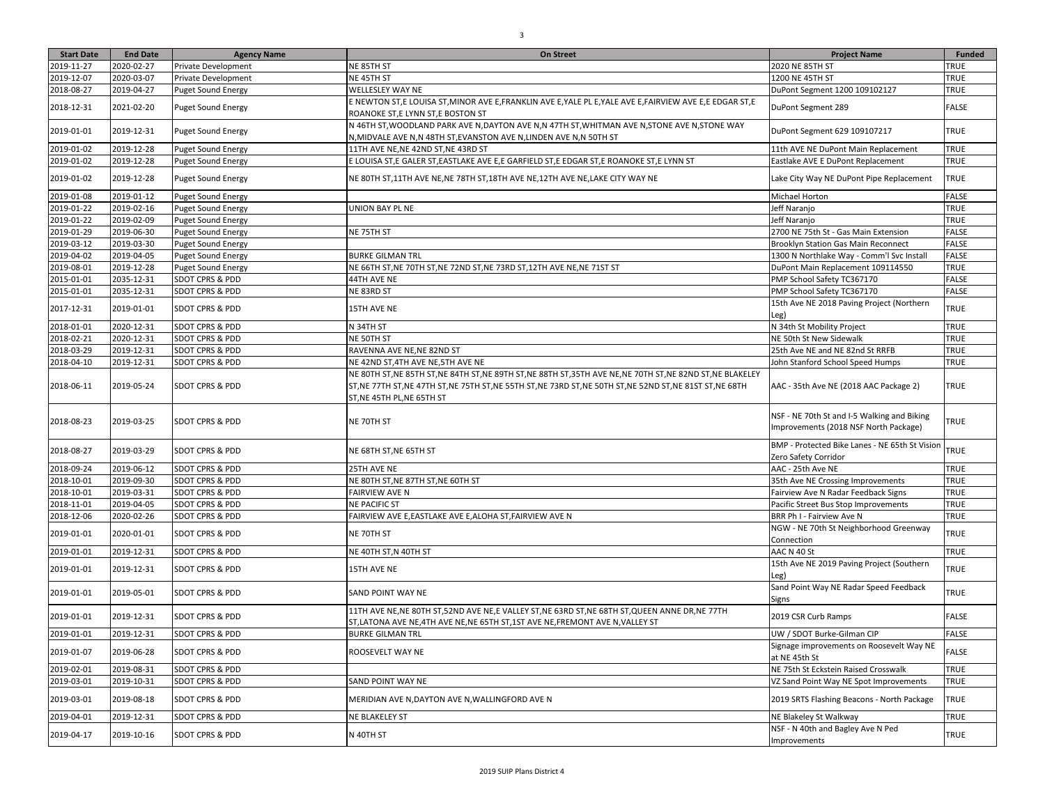| Start Date | End Date | Agency Name | On Street | Project Name | Funded |
|---|---|---|---|---|---|
| 2019-11-27 | 2020-02-27 | Private Development | NE 85TH ST | 2020 NE 85TH ST | TRUE |
| 2019-12-07 | 2020-03-07 | Private Development | NE 45TH ST | 1200 NE 45TH ST | TRUE |
| 2018-08-27 | 2019-04-27 | Puget Sound Energy | WELLESLEY WAY NE | DuPont Segment 1200 109102127 | TRUE |
| 2018-12-31 | 2021-02-20 | Puget Sound Energy | E NEWTON ST,E LOUISA ST,MINOR AVE E,FRANKLIN AVE E,YALE PL E,YALE AVE E,FAIRVIEW AVE E,E EDGAR ST,E ROANOKE ST,E LYNN ST,E BOSTON ST | DuPont Segment 289 | FALSE |
| 2019-01-01 | 2019-12-31 | Puget Sound Energy | N 46TH ST,WOODLAND PARK AVE N,DAYTON AVE N,N 47TH ST,WHITMAN AVE N,STONE AVE N,STONE WAY N,MIDVALE AVE N,N 48TH ST,EVANSTON AVE N,LINDEN AVE N,N 50TH ST | DuPont Segment 629 109107217 | TRUE |
| 2019-01-02 | 2019-12-28 | Puget Sound Energy | 11TH AVE NE,NE 42ND ST,NE 43RD ST | 11th AVE NE DuPont Main Replacement | TRUE |
| 2019-01-02 | 2019-12-28 | Puget Sound Energy | E LOUISA ST,E GALER ST,EASTLAKE AVE E,E GARFIELD ST,E EDGAR ST,E ROANOKE ST,E LYNN ST | Eastlake AVE E DuPont Replacement | TRUE |
| 2019-01-02 | 2019-12-28 | Puget Sound Energy | NE 80TH ST,11TH AVE NE,NE 78TH ST,18TH AVE NE,12TH AVE NE,LAKE CITY WAY NE | Lake City Way NE DuPont Pipe Replacement | TRUE |
| 2019-01-08 | 2019-01-12 | Puget Sound Energy | | Michael Horton | FALSE |
| 2019-01-22 | 2019-02-16 | Puget Sound Energy | UNION BAY PL NE | Jeff Naranjo | TRUE |
| 2019-01-22 | 2019-02-09 | Puget Sound Energy | | Jeff Naranjo | TRUE |
| 2019-01-29 | 2019-06-30 | Puget Sound Energy | NE 75TH ST | 2700 NE 75th St - Gas Main Extension | FALSE |
| 2019-03-12 | 2019-03-30 | Puget Sound Energy | | Brooklyn Station Gas Main Reconnect | FALSE |
| 2019-04-02 | 2019-04-05 | Puget Sound Energy | BURKE GILMAN TRL | 1300 N Northlake Way - Comm'l Svc Install | FALSE |
| 2019-08-01 | 2019-12-28 | Puget Sound Energy | NE 66TH ST,NE 70TH ST,NE 72ND ST,NE 73RD ST,12TH AVE NE,NE 71ST ST | DuPont Main Replacement 109114550 | TRUE |
| 2015-01-01 | 2035-12-31 | SDOT CPRS & PDD | 44TH AVE NE | PMP School Safety TC367170 | FALSE |
| 2015-01-01 | 2035-12-31 | SDOT CPRS & PDD | NE 83RD ST | PMP School Safety TC367170 | FALSE |
| 2017-12-31 | 2019-01-01 | SDOT CPRS & PDD | 15TH AVE NE | 15th Ave NE 2018 Paving Project (Northern Leg) | TRUE |
| 2018-01-01 | 2020-12-31 | SDOT CPRS & PDD | N 34TH ST | N 34th St Mobility Project | TRUE |
| 2018-02-21 | 2020-12-31 | SDOT CPRS & PDD | NE 50TH ST | NE 50th St New Sidewalk | TRUE |
| 2018-03-29 | 2019-12-31 | SDOT CPRS & PDD | RAVENNA AVE NE,NE 82ND ST | 25th Ave NE and NE 82nd St RRFB | TRUE |
| 2018-04-10 | 2019-12-31 | SDOT CPRS & PDD | NE 42ND ST,4TH AVE NE,5TH AVE NE | John Stanford School Speed Humps | TRUE |
| 2018-06-11 | 2019-05-24 | SDOT CPRS & PDD | NE 80TH ST,NE 85TH ST,NE 84TH ST,NE 89TH ST,NE 88TH ST,35TH AVE NE,NE 70TH ST,NE 82ND ST,NE BLAKELEY ST,NE 77TH ST,NE 47TH ST,NE 75TH ST,NE 55TH ST,NE 73RD ST,NE 50TH ST,NE 52ND ST,NE 81ST ST,NE 68TH ST,NE 45TH PL,NE 65TH ST | AAC - 35th Ave NE (2018 AAC Package 2) | TRUE |
| 2018-08-23 | 2019-03-25 | SDOT CPRS & PDD | NE 70TH ST | NSF - NE 70th St and I-5 Walking and Biking Improvements (2018 NSF North Package) | TRUE |
| 2018-08-27 | 2019-03-29 | SDOT CPRS & PDD | NE 68TH ST,NE 65TH ST | BMP - Protected Bike Lanes - NE 65th St Vision Zero Safety Corridor | TRUE |
| 2018-09-24 | 2019-06-12 | SDOT CPRS & PDD | 25TH AVE NE | AAC - 25th Ave NE | TRUE |
| 2018-10-01 | 2019-09-30 | SDOT CPRS & PDD | NE 80TH ST,NE 87TH ST,NE 60TH ST | 35th Ave NE Crossing Improvements | TRUE |
| 2018-10-01 | 2019-03-31 | SDOT CPRS & PDD | FAIRVIEW AVE N | Fairview Ave N Radar Feedback Signs | TRUE |
| 2018-11-01 | 2019-04-05 | SDOT CPRS & PDD | NE PACIFIC ST | Pacific Street Bus Stop Improvements | TRUE |
| 2018-12-06 | 2020-02-26 | SDOT CPRS & PDD | FAIRVIEW AVE E,EASTLAKE AVE E,ALOHA ST,FAIRVIEW AVE N | BRR Ph I - Fairview Ave N | TRUE |
| 2019-01-01 | 2020-01-01 | SDOT CPRS & PDD | NE 70TH ST | NGW - NE 70th St Neighborhood Greenway Connection | TRUE |
| 2019-01-01 | 2019-12-31 | SDOT CPRS & PDD | NE 40TH ST,N 40TH ST | AAC N 40 St | TRUE |
| 2019-01-01 | 2019-12-31 | SDOT CPRS & PDD | 15TH AVE NE | 15th Ave NE 2019 Paving Project (Southern Leg) | TRUE |
| 2019-01-01 | 2019-05-01 | SDOT CPRS & PDD | SAND POINT WAY NE | Sand Point Way NE Radar Speed Feedback Signs | TRUE |
| 2019-01-01 | 2019-12-31 | SDOT CPRS & PDD | 11TH AVE NE,NE 80TH ST,52ND AVE NE,E VALLEY ST,NE 63RD ST,NE 68TH ST,QUEEN ANNE DR,NE 77TH ST,LATONA AVE NE,4TH AVE NE,NE 65TH ST,1ST AVE NE,FREMONT AVE N,VALLEY ST | 2019 CSR Curb Ramps | FALSE |
| 2019-01-01 | 2019-12-31 | SDOT CPRS & PDD | BURKE GILMAN TRL | UW / SDOT Burke-Gilman CIP | FALSE |
| 2019-01-07 | 2019-06-28 | SDOT CPRS & PDD | ROOSEVELT WAY NE | Signage improvements on Roosevelt Way NE at NE 45th St | FALSE |
| 2019-02-01 | 2019-08-31 | SDOT CPRS & PDD | | NE 75th St Eckstein Raised Crosswalk | TRUE |
| 2019-03-01 | 2019-10-31 | SDOT CPRS & PDD | SAND POINT WAY NE | VZ Sand Point Way NE Spot Improvements | TRUE |
| 2019-03-01 | 2019-08-18 | SDOT CPRS & PDD | MERIDIAN AVE N,DAYTON AVE N,WALLINGFORD AVE N | 2019 SRTS Flashing Beacons - North Package | TRUE |
| 2019-04-01 | 2019-12-31 | SDOT CPRS & PDD | NE BLAKELEY ST | NE Blakeley St Walkway | TRUE |
| 2019-04-17 | 2019-10-16 | SDOT CPRS & PDD | N 40TH ST | NSF - N 40th and Bagley Ave N Ped Improvements | TRUE |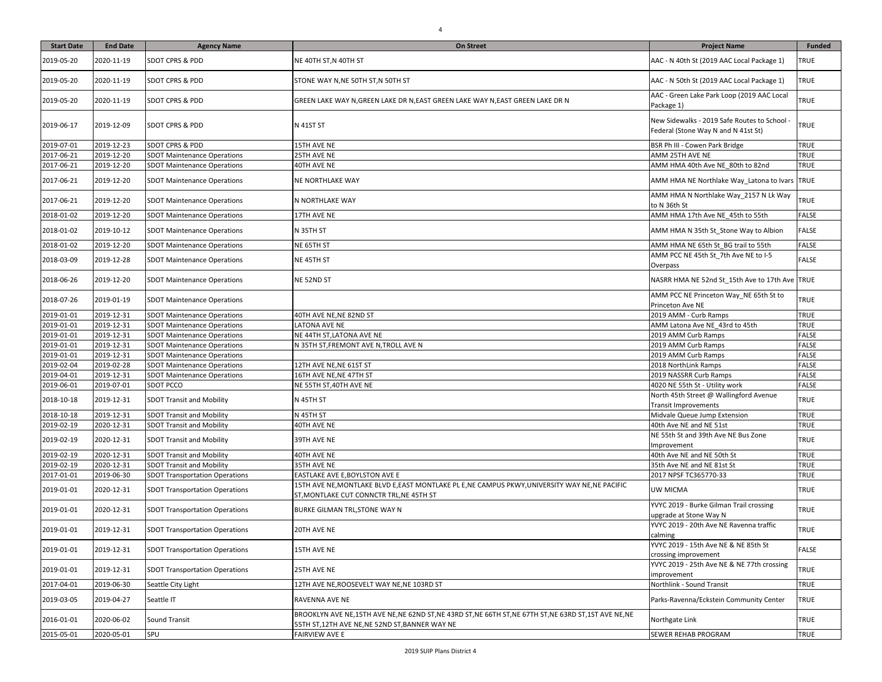| Start Date | End Date | Agency Name | On Street | Project Name | Funded |
|---|---|---|---|---|---|
| 2019-05-20 | 2020-11-19 | SDOT CPRS & PDD | NE 40TH ST,N 40TH ST | AAC - N 40th St (2019 AAC Local Package 1) | TRUE |
| 2019-05-20 | 2020-11-19 | SDOT CPRS & PDD | STONE WAY N,NE 50TH ST,N 50TH ST | AAC - N 50th St (2019 AAC Local Package 1) | TRUE |
| 2019-05-20 | 2020-11-19 | SDOT CPRS & PDD | GREEN LAKE WAY N,GREEN LAKE DR N,EAST GREEN LAKE WAY N,EAST GREEN LAKE DR N | AAC - Green Lake Park Loop (2019 AAC Local Package 1) | TRUE |
| 2019-06-17 | 2019-12-09 | SDOT CPRS & PDD | N 41ST ST | New Sidewalks - 2019 Safe Routes to School - Federal (Stone Way N and N 41st St) | TRUE |
| 2019-07-01 | 2019-12-23 | SDOT CPRS & PDD | 15TH AVE NE | BSR Ph III - Cowen Park Bridge | TRUE |
| 2017-06-21 | 2019-12-20 | SDOT Maintenance Operations | 25TH AVE NE | AMM 25TH AVE NE | TRUE |
| 2017-06-21 | 2019-12-20 | SDOT Maintenance Operations | 40TH AVE NE | AMM HMA 40th Ave NE_80th to 82nd | TRUE |
| 2017-06-21 | 2019-12-20 | SDOT Maintenance Operations | NE NORTHLAKE WAY | AMM HMA NE Northlake Way_Latona to Ivars | TRUE |
| 2017-06-21 | 2019-12-20 | SDOT Maintenance Operations | N NORTHLAKE WAY | AMM HMA N Northlake Way_2157 N Lk Way to N 36th St | TRUE |
| 2018-01-02 | 2019-12-20 | SDOT Maintenance Operations | 17TH AVE NE | AMM HMA 17th Ave NE_45th to 55th | FALSE |
| 2018-01-02 | 2019-10-12 | SDOT Maintenance Operations | N 35TH ST | AMM HMA N 35th St_Stone Way to Albion | FALSE |
| 2018-01-02 | 2019-12-20 | SDOT Maintenance Operations | NE 65TH ST | AMM HMA NE 65th St_BG trail to 55th | FALSE |
| 2018-03-09 | 2019-12-28 | SDOT Maintenance Operations | NE 45TH ST | AMM PCC NE 45th St_7th Ave NE to I-5 Overpass | FALSE |
| 2018-06-26 | 2019-12-20 | SDOT Maintenance Operations | NE 52ND ST | NASRR HMA NE 52nd St_15th Ave to 17th Ave | TRUE |
| 2018-07-26 | 2019-01-19 | SDOT Maintenance Operations | | AMM PCC NE Princeton Way_NE 65th St to Princeton Ave NE | TRUE |
| 2019-01-01 | 2019-12-31 | SDOT Maintenance Operations | 40TH AVE NE,NE 82ND ST | 2019 AMM - Curb Ramps | TRUE |
| 2019-01-01 | 2019-12-31 | SDOT Maintenance Operations | LATONA AVE NE | AMM Latona Ave NE_43rd to 45th | TRUE |
| 2019-01-01 | 2019-12-31 | SDOT Maintenance Operations | NE 44TH ST,LATONA AVE NE | 2019 AMM Curb Ramps | FALSE |
| 2019-01-01 | 2019-12-31 | SDOT Maintenance Operations | N 35TH ST,FREMONT AVE N,TROLL AVE N | 2019 AMM Curb Ramps | FALSE |
| 2019-01-01 | 2019-12-31 | SDOT Maintenance Operations | | 2019 AMM Curb Ramps | FALSE |
| 2019-02-04 | 2019-02-28 | SDOT Maintenance Operations | 12TH AVE NE,NE 61ST ST | 2018 NorthLink Ramps | FALSE |
| 2019-04-01 | 2019-12-31 | SDOT Maintenance Operations | 16TH AVE NE,NE 47TH ST | 2019 NASSRR Curb Ramps | FALSE |
| 2019-06-01 | 2019-07-01 | SDOT PCCO | NE 55TH ST,40TH AVE NE | 4020 NE 55th St - Utility work | FALSE |
| 2018-10-18 | 2019-12-31 | SDOT Transit and Mobility | N 45TH ST | North 45th Street @ Wallingford Avenue Transit Improvements | TRUE |
| 2018-10-18 | 2019-12-31 | SDOT Transit and Mobility | N 45TH ST | Midvale Queue Jump Extension | TRUE |
| 2019-02-19 | 2020-12-31 | SDOT Transit and Mobility | 40TH AVE NE | 40th Ave NE and NE 51st | TRUE |
| 2019-02-19 | 2020-12-31 | SDOT Transit and Mobility | 39TH AVE NE | NE 55th St and 39th Ave NE Bus Zone Improvement | TRUE |
| 2019-02-19 | 2020-12-31 | SDOT Transit and Mobility | 40TH AVE NE | 40th Ave NE and NE 50th St | TRUE |
| 2019-02-19 | 2020-12-31 | SDOT Transit and Mobility | 35TH AVE NE | 35th Ave NE and NE 81st St | TRUE |
| 2017-01-01 | 2019-06-30 | SDOT Transportation Operations | EASTLAKE AVE E,BOYLSTON AVE E | 2017 NPSF TC365770-33 | TRUE |
| 2019-01-01 | 2020-12-31 | SDOT Transportation Operations | 15TH AVE NE,MONTLAKE BLVD E,EAST MONTLAKE PL E,NE CAMPUS PKWY,UNIVERSITY WAY NE,NE PACIFIC ST,MONTLAKE CUT CONNCTR TRL,NE 45TH ST | UW MICMA | TRUE |
| 2019-01-01 | 2020-12-31 | SDOT Transportation Operations | BURKE GILMAN TRL,STONE WAY N | YVYC 2019 - Burke Gilman Trail crossing upgrade at Stone Way N | TRUE |
| 2019-01-01 | 2019-12-31 | SDOT Transportation Operations | 20TH AVE NE | YVYC 2019 - 20th Ave NE Ravenna traffic calming | TRUE |
| 2019-01-01 | 2019-12-31 | SDOT Transportation Operations | 15TH AVE NE | YVYC 2019 - 15th Ave NE & NE 85th St crossing improvement | FALSE |
| 2019-01-01 | 2019-12-31 | SDOT Transportation Operations | 25TH AVE NE | YVYC 2019 - 25th Ave NE & NE 77th crossing improvement | TRUE |
| 2017-04-01 | 2019-06-30 | Seattle City Light | 12TH AVE NE,ROOSEVELT WAY NE,NE 103RD ST | Northlink - Sound Transit | TRUE |
| 2019-03-05 | 2019-04-27 | Seattle IT | RAVENNA AVE NE | Parks-Ravenna/Eckstein Community Center | TRUE |
| 2016-01-01 | 2020-06-02 | Sound Transit | BROOKLYN AVE NE,15TH AVE NE,NE 62ND ST,NE 43RD ST,NE 66TH ST,NE 67TH ST,NE 63RD ST,1ST AVE NE,NE 55TH ST,12TH AVE NE,NE 52ND ST,BANNER WAY NE | Northgate Link | TRUE |
| 2015-05-01 | 2020-05-01 | SPU | FAIRVIEW AVE E | SEWER REHAB PROGRAM | TRUE |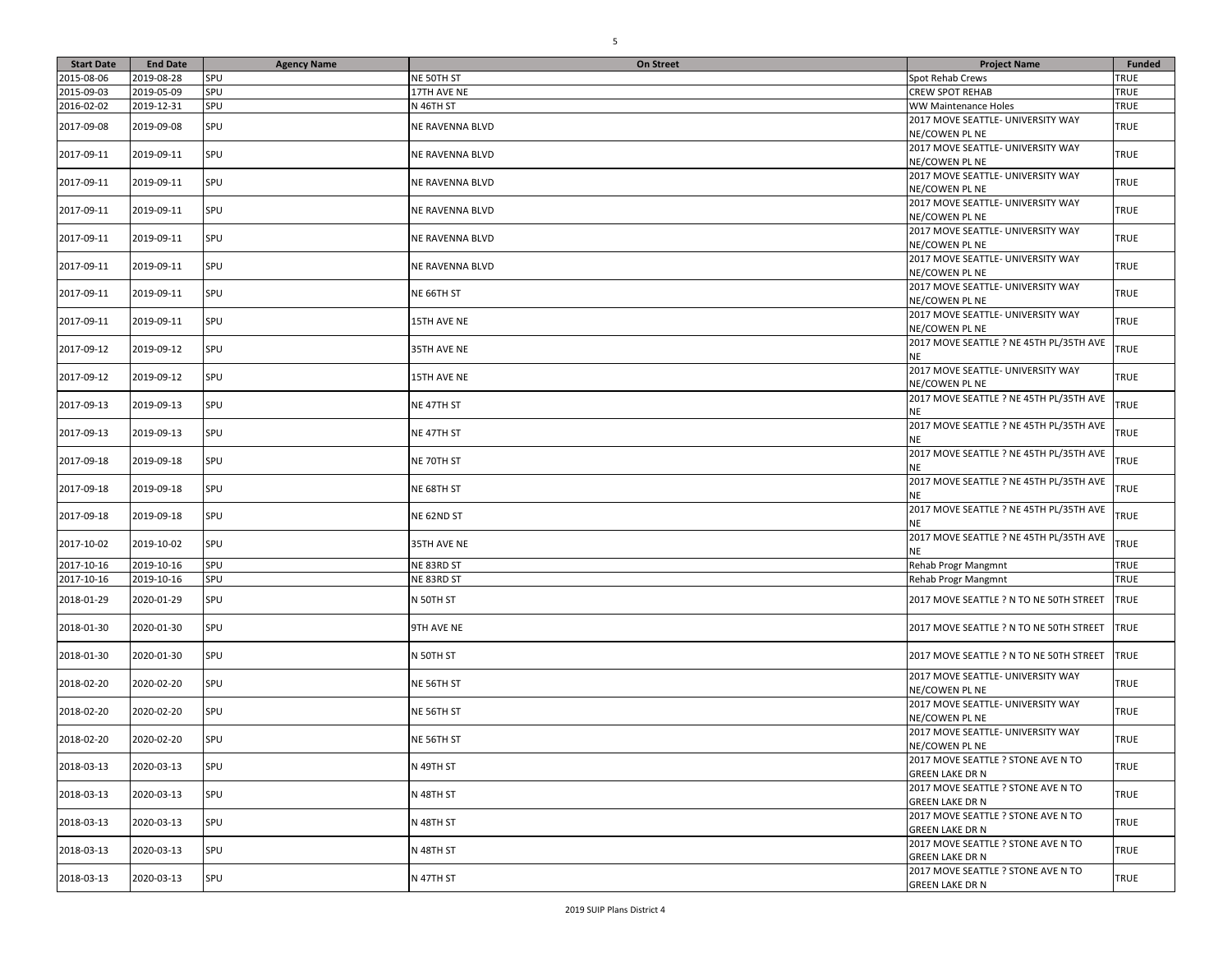| Start Date | End Date | Agency Name | On Street | Project Name | Funded |
|---|---|---|---|---|---|
| 2015-08-06 | 2019-08-28 | SPU | NE 50TH ST | Spot Rehab Crews | TRUE |
| 2015-09-03 | 2019-05-09 | SPU | 17TH AVE NE | CREW SPOT REHAB | TRUE |
| 2016-02-02 | 2019-12-31 | SPU | N 46TH ST | WW Maintenance Holes | TRUE |
| 2017-09-08 | 2019-09-08 | SPU | NE RAVENNA BLVD | 2017 MOVE SEATTLE- UNIVERSITY WAY NE/COWEN PL NE | TRUE |
| 2017-09-11 | 2019-09-11 | SPU | NE RAVENNA BLVD | 2017 MOVE SEATTLE- UNIVERSITY WAY NE/COWEN PL NE | TRUE |
| 2017-09-11 | 2019-09-11 | SPU | NE RAVENNA BLVD | 2017 MOVE SEATTLE- UNIVERSITY WAY NE/COWEN PL NE | TRUE |
| 2017-09-11 | 2019-09-11 | SPU | NE RAVENNA BLVD | 2017 MOVE SEATTLE- UNIVERSITY WAY NE/COWEN PL NE | TRUE |
| 2017-09-11 | 2019-09-11 | SPU | NE RAVENNA BLVD | 2017 MOVE SEATTLE- UNIVERSITY WAY NE/COWEN PL NE | TRUE |
| 2017-09-11 | 2019-09-11 | SPU | NE RAVENNA BLVD | 2017 MOVE SEATTLE- UNIVERSITY WAY NE/COWEN PL NE | TRUE |
| 2017-09-11 | 2019-09-11 | SPU | NE 66TH ST | 2017 MOVE SEATTLE- UNIVERSITY WAY NE/COWEN PL NE | TRUE |
| 2017-09-11 | 2019-09-11 | SPU | 15TH AVE NE | 2017 MOVE SEATTLE- UNIVERSITY WAY NE/COWEN PL NE | TRUE |
| 2017-09-12 | 2019-09-12 | SPU | 35TH AVE NE | 2017 MOVE SEATTLE ? NE 45TH PL/35TH AVE NE | TRUE |
| 2017-09-12 | 2019-09-12 | SPU | 15TH AVE NE | 2017 MOVE SEATTLE- UNIVERSITY WAY NE/COWEN PL NE | TRUE |
| 2017-09-13 | 2019-09-13 | SPU | NE 47TH ST | 2017 MOVE SEATTLE ? NE 45TH PL/35TH AVE NE | TRUE |
| 2017-09-13 | 2019-09-13 | SPU | NE 47TH ST | 2017 MOVE SEATTLE ? NE 45TH PL/35TH AVE NE | TRUE |
| 2017-09-18 | 2019-09-18 | SPU | NE 70TH ST | 2017 MOVE SEATTLE ? NE 45TH PL/35TH AVE NE | TRUE |
| 2017-09-18 | 2019-09-18 | SPU | NE 68TH ST | 2017 MOVE SEATTLE ? NE 45TH PL/35TH AVE NE | TRUE |
| 2017-09-18 | 2019-09-18 | SPU | NE 62ND ST | 2017 MOVE SEATTLE ? NE 45TH PL/35TH AVE NE | TRUE |
| 2017-10-02 | 2019-10-02 | SPU | 35TH AVE NE | 2017 MOVE SEATTLE ? NE 45TH PL/35TH AVE NE | TRUE |
| 2017-10-16 | 2019-10-16 | SPU | NE 83RD ST | Rehab Progr Mangmnt | TRUE |
| 2017-10-16 | 2019-10-16 | SPU | NE 83RD ST | Rehab Progr Mangmnt | TRUE |
| 2018-01-29 | 2020-01-29 | SPU | N 50TH ST | 2017 MOVE SEATTLE ? N TO NE 50TH STREET | TRUE |
| 2018-01-30 | 2020-01-30 | SPU | 9TH AVE NE | 2017 MOVE SEATTLE ? N TO NE 50TH STREET | TRUE |
| 2018-01-30 | 2020-01-30 | SPU | N 50TH ST | 2017 MOVE SEATTLE ? N TO NE 50TH STREET | TRUE |
| 2018-02-20 | 2020-02-20 | SPU | NE 56TH ST | 2017 MOVE SEATTLE- UNIVERSITY WAY NE/COWEN PL NE | TRUE |
| 2018-02-20 | 2020-02-20 | SPU | NE 56TH ST | 2017 MOVE SEATTLE- UNIVERSITY WAY NE/COWEN PL NE | TRUE |
| 2018-02-20 | 2020-02-20 | SPU | NE 56TH ST | 2017 MOVE SEATTLE- UNIVERSITY WAY NE/COWEN PL NE | TRUE |
| 2018-03-13 | 2020-03-13 | SPU | N 49TH ST | 2017 MOVE SEATTLE ? STONE AVE N TO GREEN LAKE DR N | TRUE |
| 2018-03-13 | 2020-03-13 | SPU | N 48TH ST | 2017 MOVE SEATTLE ? STONE AVE N TO GREEN LAKE DR N | TRUE |
| 2018-03-13 | 2020-03-13 | SPU | N 48TH ST | 2017 MOVE SEATTLE ? STONE AVE N TO GREEN LAKE DR N | TRUE |
| 2018-03-13 | 2020-03-13 | SPU | N 48TH ST | 2017 MOVE SEATTLE ? STONE AVE N TO GREEN LAKE DR N | TRUE |
| 2018-03-13 | 2020-03-13 | SPU | N 47TH ST | 2017 MOVE SEATTLE ? STONE AVE N TO GREEN LAKE DR N | TRUE |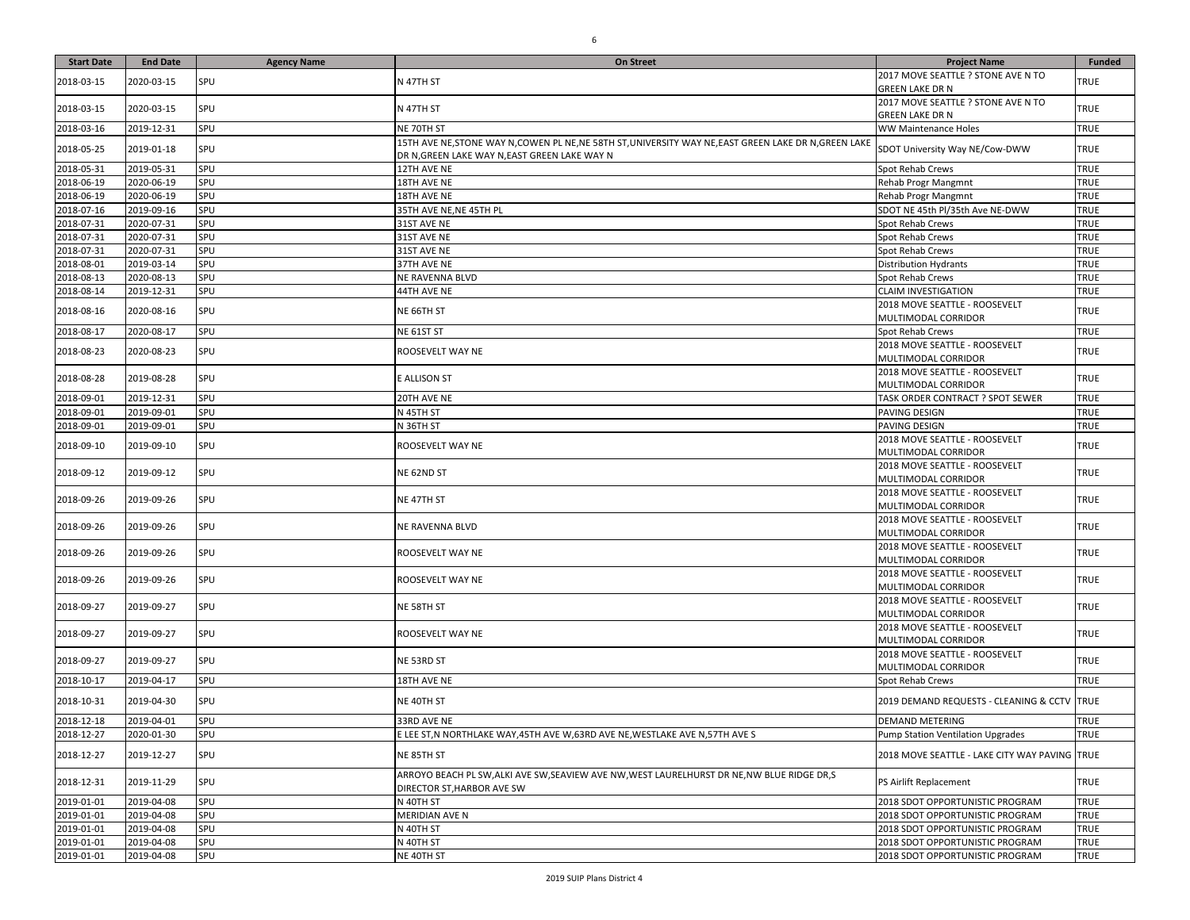| Start Date | End Date | Agency Name | On Street | Project Name | Funded |
|---|---|---|---|---|---|
| 2018-03-15 | 2020-03-15 | SPU | N 47TH ST | 2017 MOVE SEATTLE ? STONE AVE N TO GREEN LAKE DR N | TRUE |
| 2018-03-15 | 2020-03-15 | SPU | N 47TH ST | 2017 MOVE SEATTLE ? STONE AVE N TO GREEN LAKE DR N | TRUE |
| 2018-03-16 | 2019-12-31 | SPU | NE 70TH ST | WW Maintenance Holes | TRUE |
| 2018-05-25 | 2019-01-18 | SPU | 15TH AVE NE,STONE WAY N,COWEN PL NE,NE 58TH ST,UNIVERSITY WAY NE,EAST GREEN LAKE DR N,GREEN LAKE DR N,GREEN LAKE WAY N,EAST GREEN LAKE WAY N | SDOT University Way NE/Cow-DWW | TRUE |
| 2018-05-31 | 2019-05-31 | SPU | 12TH AVE NE | Spot Rehab Crews | TRUE |
| 2018-06-19 | 2020-06-19 | SPU | 18TH AVE NE | Rehab Progr Mangmnt | TRUE |
| 2018-06-19 | 2020-06-19 | SPU | 18TH AVE NE | Rehab Progr Mangmnt | TRUE |
| 2018-07-16 | 2019-09-16 | SPU | 35TH AVE NE,NE 45TH PL | SDOT NE 45th Pl/35th Ave NE-DWW | TRUE |
| 2018-07-31 | 2020-07-31 | SPU | 31ST AVE NE | Spot Rehab Crews | TRUE |
| 2018-07-31 | 2020-07-31 | SPU | 31ST AVE NE | Spot Rehab Crews | TRUE |
| 2018-07-31 | 2020-07-31 | SPU | 31ST AVE NE | Spot Rehab Crews | TRUE |
| 2018-08-01 | 2019-03-14 | SPU | 37TH AVE NE | Distribution Hydrants | TRUE |
| 2018-08-13 | 2020-08-13 | SPU | NE RAVENNA BLVD | Spot Rehab Crews | TRUE |
| 2018-08-14 | 2019-12-31 | SPU | 44TH AVE NE | CLAIM INVESTIGATION | TRUE |
| 2018-08-16 | 2020-08-16 | SPU | NE 66TH ST | 2018 MOVE SEATTLE - ROOSEVELT MULTIMODAL CORRIDOR | TRUE |
| 2018-08-17 | 2020-08-17 | SPU | NE 61ST ST | Spot Rehab Crews | TRUE |
| 2018-08-23 | 2020-08-23 | SPU | ROOSEVELT WAY NE | 2018 MOVE SEATTLE - ROOSEVELT MULTIMODAL CORRIDOR | TRUE |
| 2018-08-28 | 2019-08-28 | SPU | E ALLISON ST | 2018 MOVE SEATTLE - ROOSEVELT MULTIMODAL CORRIDOR | TRUE |
| 2018-09-01 | 2019-12-31 | SPU | 20TH AVE NE | TASK ORDER CONTRACT ? SPOT SEWER | TRUE |
| 2018-09-01 | 2019-09-01 | SPU | N 45TH ST | PAVING DESIGN | TRUE |
| 2018-09-01 | 2019-09-01 | SPU | N 36TH ST | PAVING DESIGN | TRUE |
| 2018-09-10 | 2019-09-10 | SPU | ROOSEVELT WAY NE | 2018 MOVE SEATTLE - ROOSEVELT MULTIMODAL CORRIDOR | TRUE |
| 2018-09-12 | 2019-09-12 | SPU | NE 62ND ST | 2018 MOVE SEATTLE - ROOSEVELT MULTIMODAL CORRIDOR | TRUE |
| 2018-09-26 | 2019-09-26 | SPU | NE 47TH ST | 2018 MOVE SEATTLE - ROOSEVELT MULTIMODAL CORRIDOR | TRUE |
| 2018-09-26 | 2019-09-26 | SPU | NE RAVENNA BLVD | 2018 MOVE SEATTLE - ROOSEVELT MULTIMODAL CORRIDOR | TRUE |
| 2018-09-26 | 2019-09-26 | SPU | ROOSEVELT WAY NE | 2018 MOVE SEATTLE - ROOSEVELT MULTIMODAL CORRIDOR | TRUE |
| 2018-09-26 | 2019-09-26 | SPU | ROOSEVELT WAY NE | 2018 MOVE SEATTLE - ROOSEVELT MULTIMODAL CORRIDOR | TRUE |
| 2018-09-27 | 2019-09-27 | SPU | NE 58TH ST | 2018 MOVE SEATTLE - ROOSEVELT MULTIMODAL CORRIDOR | TRUE |
| 2018-09-27 | 2019-09-27 | SPU | ROOSEVELT WAY NE | 2018 MOVE SEATTLE - ROOSEVELT MULTIMODAL CORRIDOR | TRUE |
| 2018-09-27 | 2019-09-27 | SPU | NE 53RD ST | 2018 MOVE SEATTLE - ROOSEVELT MULTIMODAL CORRIDOR | TRUE |
| 2018-10-17 | 2019-04-17 | SPU | 18TH AVE NE | Spot Rehab Crews | TRUE |
| 2018-10-31 | 2019-04-30 | SPU | NE 40TH ST | 2019 DEMAND REQUESTS - CLEANING & CCTV | TRUE |
| 2018-12-18 | 2019-04-01 | SPU | 33RD AVE NE | DEMAND METERING | TRUE |
| 2018-12-27 | 2020-01-30 | SPU | E LEE ST,N NORTHLAKE WAY,45TH AVE W,63RD AVE NE,WESTLAKE AVE N,57TH AVE S | Pump Station Ventilation Upgrades | TRUE |
| 2018-12-27 | 2019-12-27 | SPU | NE 85TH ST | 2018 MOVE SEATTLE - LAKE CITY WAY PAVING | TRUE |
| 2018-12-31 | 2019-11-29 | SPU | ARROYO BEACH PL SW,ALKI AVE SW,SEAVIEW AVE NW,WEST LAURELHURST DR NE,NW BLUE RIDGE DR,S DIRECTOR ST,HARBOR AVE SW | PS Airlift Replacement | TRUE |
| 2019-01-01 | 2019-04-08 | SPU | N 40TH ST | 2018 SDOT OPPORTUNISTIC PROGRAM | TRUE |
| 2019-01-01 | 2019-04-08 | SPU | MERIDIAN AVE N | 2018 SDOT OPPORTUNISTIC PROGRAM | TRUE |
| 2019-01-01 | 2019-04-08 | SPU | N 40TH ST | 2018 SDOT OPPORTUNISTIC PROGRAM | TRUE |
| 2019-01-01 | 2019-04-08 | SPU | N 40TH ST | 2018 SDOT OPPORTUNISTIC PROGRAM | TRUE |
| 2019-01-01 | 2019-04-08 | SPU | NE 40TH ST | 2018 SDOT OPPORTUNISTIC PROGRAM | TRUE |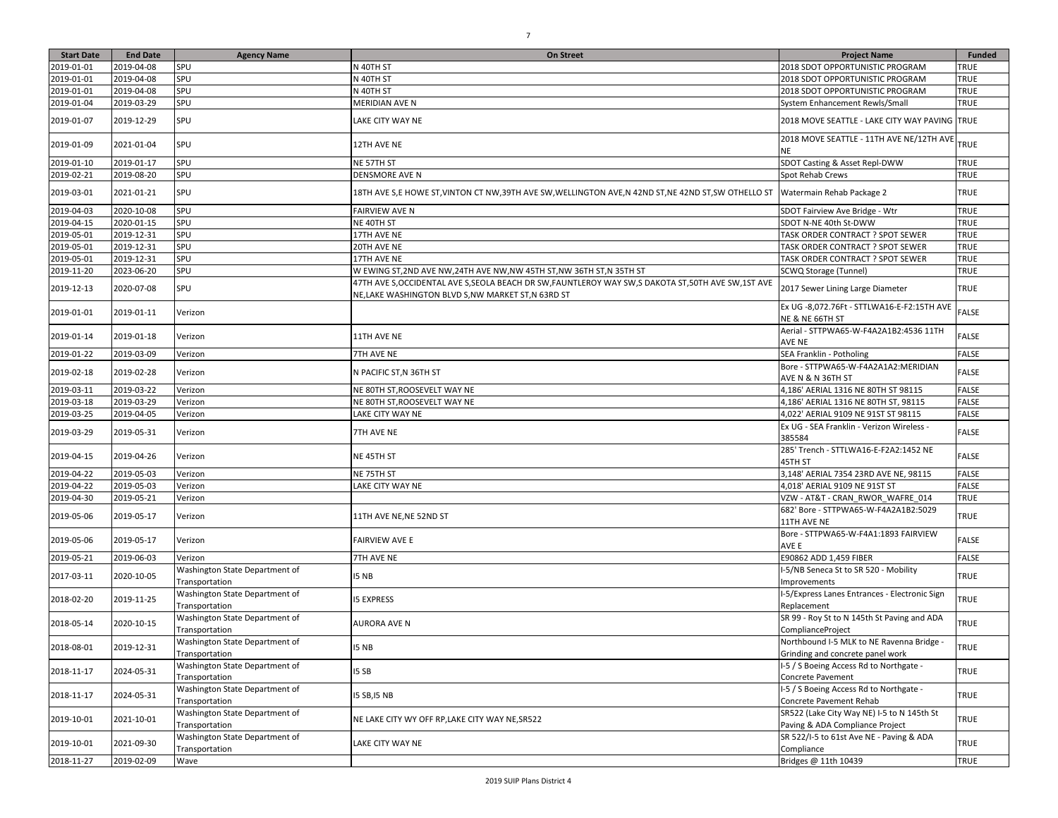| Start Date | End Date | Agency Name | On Street | Project Name | Funded |
|---|---|---|---|---|---|
| 2019-01-01 | 2019-04-08 | SPU | N 40TH ST | 2018 SDOT OPPORTUNISTIC PROGRAM | TRUE |
| 2019-01-01 | 2019-04-08 | SPU | N 40TH ST | 2018 SDOT OPPORTUNISTIC PROGRAM | TRUE |
| 2019-01-01 | 2019-04-08 | SPU | N 40TH ST | 2018 SDOT OPPORTUNISTIC PROGRAM | TRUE |
| 2019-01-04 | 2019-03-29 | SPU | MERIDIAN AVE N | System Enhancement Rewls/Small | TRUE |
| 2019-01-07 | 2019-12-29 | SPU | LAKE CITY WAY NE | 2018 MOVE SEATTLE - LAKE CITY WAY PAVING | TRUE |
| 2019-01-09 | 2021-01-04 | SPU | 12TH AVE NE | 2018 MOVE SEATTLE - 11TH AVE NE/12TH AVE NE | TRUE |
| 2019-01-10 | 2019-01-17 | SPU | NE 57TH ST | SDOT Casting & Asset Repl-DWW | TRUE |
| 2019-02-21 | 2019-08-20 | SPU | DENSMORE AVE N | Spot Rehab Crews | TRUE |
| 2019-03-01 | 2021-01-21 | SPU | 18TH AVE S,E HOWE ST,VINTON CT NW,39TH AVE SW,WELLINGTON AVE,N 42ND ST,NE 42ND ST,SW OTHELLO ST | Watermain Rehab Package 2 | TRUE |
| 2019-04-03 | 2020-10-08 | SPU | FAIRVIEW AVE N | SDOT Fairview Ave Bridge - Wtr | TRUE |
| 2019-04-15 | 2020-01-15 | SPU | NE 40TH ST | SDOT N-NE 40th St-DWW | TRUE |
| 2019-05-01 | 2019-12-31 | SPU | 17TH AVE NE | TASK ORDER CONTRACT ? SPOT SEWER | TRUE |
| 2019-05-01 | 2019-12-31 | SPU | 20TH AVE NE | TASK ORDER CONTRACT ? SPOT SEWER | TRUE |
| 2019-05-01 | 2019-12-31 | SPU | 17TH AVE NE | TASK ORDER CONTRACT ? SPOT SEWER | TRUE |
| 2019-11-20 | 2023-06-20 | SPU | W EWING ST,2ND AVE NW,24TH AVE NW,NW 45TH ST,NW 36TH ST,N 35TH ST | SCWQ Storage (Tunnel) | TRUE |
| 2019-12-13 | 2020-07-08 | SPU | 47TH AVE S,OCCIDENTAL AVE S,SEOLA BEACH DR SW,FAUNTLEROY WAY SW,S DAKOTA ST,50TH AVE SW,1ST AVE NE,LAKE WASHINGTON BLVD S,NW MARKET ST,N 63RD ST | 2017 Sewer Lining Large Diameter | TRUE |
| 2019-01-01 | 2019-01-11 | Verizon | | Ex UG -8,072.76Ft - STTLWA16-E-F2:15TH AVE NE & NE 66TH ST | FALSE |
| 2019-01-14 | 2019-01-18 | Verizon | 11TH AVE NE | Aerial - STTPWA65-W-F4A2A1B2:4536 11TH AVE NE | FALSE |
| 2019-01-22 | 2019-03-09 | Verizon | 7TH AVE NE | SEA Franklin - Potholing | FALSE |
| 2019-02-18 | 2019-02-28 | Verizon | N PACIFIC ST,N 36TH ST | Bore - STTPWA65-W-F4A2A1A2:MERIDIAN AVE N & N 36TH ST | FALSE |
| 2019-03-11 | 2019-03-22 | Verizon | NE 80TH ST,ROOSEVELT WAY NE | 4,186' AERIAL 1316 NE 80TH ST 98115 | FALSE |
| 2019-03-18 | 2019-03-29 | Verizon | NE 80TH ST,ROOSEVELT WAY NE | 4,186' AERIAL 1316 NE 80TH ST, 98115 | FALSE |
| 2019-03-25 | 2019-04-05 | Verizon | LAKE CITY WAY NE | 4,022' AERIAL 9109 NE 91ST ST 98115 | FALSE |
| 2019-03-29 | 2019-05-31 | Verizon | 7TH AVE NE | Ex UG - SEA Franklin - Verizon Wireless - 385584 | FALSE |
| 2019-04-15 | 2019-04-26 | Verizon | NE 45TH ST | 285' Trench - STTLWA16-E-F2A2:1452 NE 45TH ST | FALSE |
| 2019-04-22 | 2019-05-03 | Verizon | NE 75TH ST | 3,148' AERIAL 7354 23RD AVE NE, 98115 | FALSE |
| 2019-04-22 | 2019-05-03 | Verizon | LAKE CITY WAY NE | 4,018' AERIAL 9109 NE 91ST ST | FALSE |
| 2019-04-30 | 2019-05-21 | Verizon | | VZW - AT&T - CRAN_RWOR_WAFRE_014 | TRUE |
| 2019-05-06 | 2019-05-17 | Verizon | 11TH AVE NE,NE 52ND ST | 682' Bore - STTPWA65-W-F4A2A1B2:5029 11TH AVE NE | TRUE |
| 2019-05-06 | 2019-05-17 | Verizon | FAIRVIEW AVE E | Bore - STTPWA65-W-F4A1:1893 FAIRVIEW AVE E | FALSE |
| 2019-05-21 | 2019-06-03 | Verizon | 7TH AVE NE | E90862 ADD 1,459 FIBER | FALSE |
| 2017-03-11 | 2020-10-05 | Washington State Department of Transportation | I5 NB | I-5/NB Seneca St to SR 520 - Mobility Improvements | TRUE |
| 2018-02-20 | 2019-11-25 | Washington State Department of Transportation | I5 EXPRESS | I-5/Express Lanes Entrances - Electronic Sign Replacement | TRUE |
| 2018-05-14 | 2020-10-15 | Washington State Department of Transportation | AURORA AVE N | SR 99 - Roy St to N 145th St Paving and ADA ComplianceProject | TRUE |
| 2018-08-01 | 2019-12-31 | Washington State Department of Transportation | I5 NB | Northbound I-5 MLK to NE Ravenna Bridge - Grinding and concrete panel work | TRUE |
| 2018-11-17 | 2024-05-31 | Washington State Department of Transportation | I5 SB | I-5 / S Boeing Access Rd to Northgate - Concrete Pavement | TRUE |
| 2018-11-17 | 2024-05-31 | Washington State Department of Transportation | I5 SB,I5 NB | I-5 / S Boeing Access Rd to Northgate - Concrete Pavement Rehab | TRUE |
| 2019-10-01 | 2021-10-01 | Washington State Department of Transportation | NE LAKE CITY WY OFF RP,LAKE CITY WAY NE,SR522 | SR522 (Lake City Way NE) I-5 to N 145th St Paving & ADA Compliance Project | TRUE |
| 2019-10-01 | 2021-09-30 | Washington State Department of Transportation | LAKE CITY WAY NE | SR 522/I-5 to 61st Ave NE - Paving & ADA Compliance | TRUE |
| 2018-11-27 | 2019-02-09 | Wave | | Bridges @ 11th 10439 | TRUE |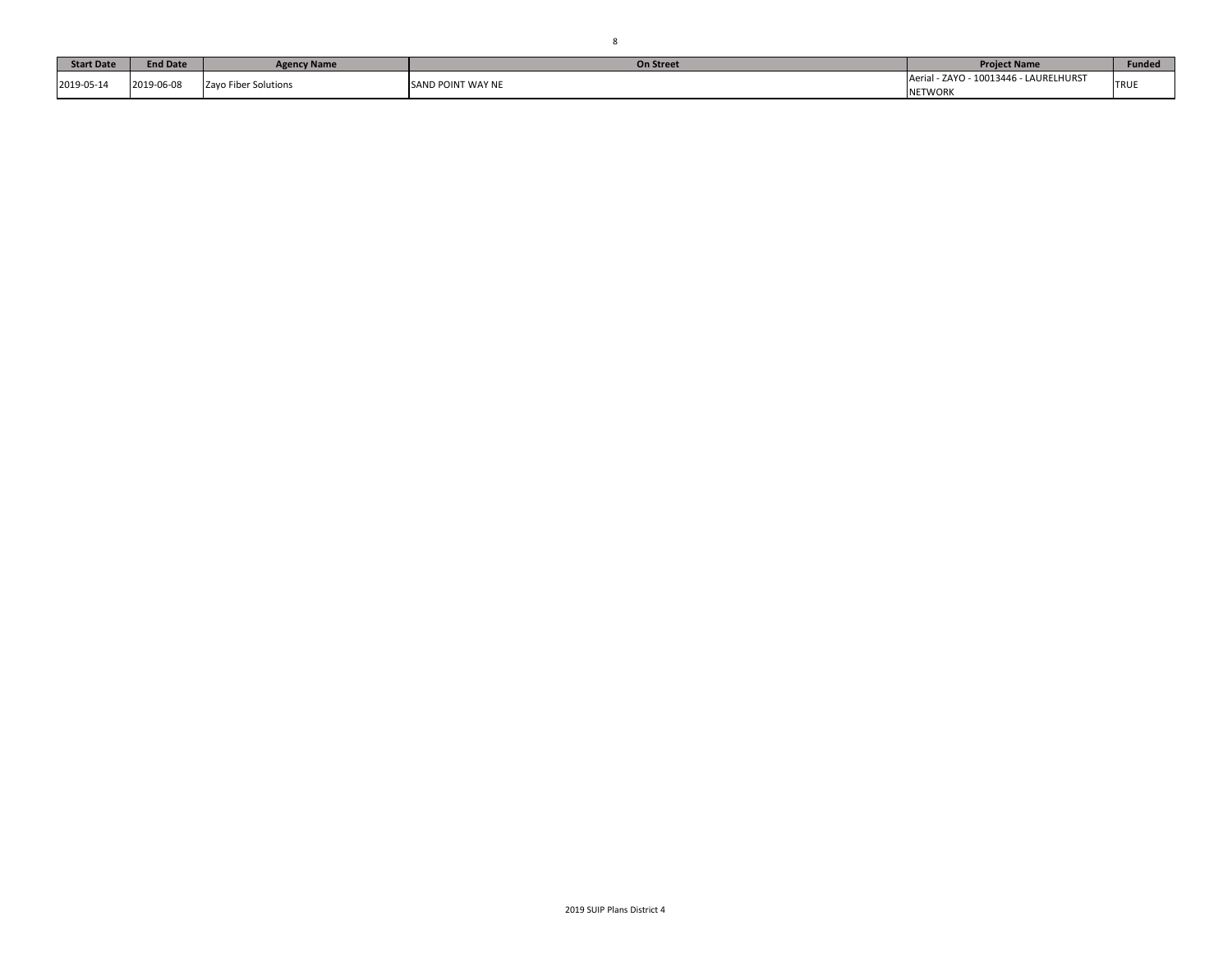| Start Date | End Date | Agency Name | On Street | Project Name | Funded |
|---|---|---|---|---|---|
| 2019-05-14 | 2019-06-08 | Zayo Fiber Solutions | SAND POINT WAY NE | Aerial - ZAYO - 10013446 - LAURELHURST NETWORK | TRUE |